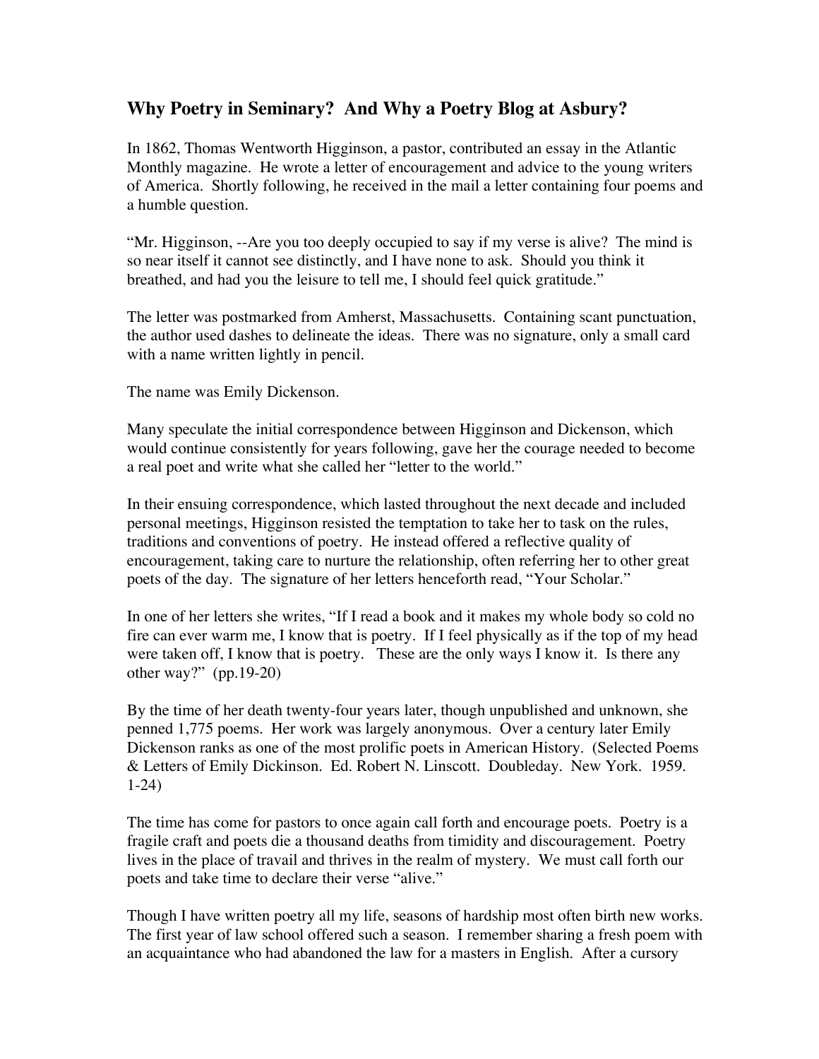## Why Poetry in Seminary? And Why a Poetry Blog at Asbury?

In 1862, Thomas Wentworth Higginson, a pastor, contributed an essay in the Atlantic Monthly magazine. He wrote a letter of encouragement and advice to the young writers of America. Shortly following, he received in the mail a letter containing four poems and a humble question.

"Mr. Higginson, --Are you too deeply occupied to say if my verse is alive? The mind is so near itself it cannot see distinctly, and I have none to ask. Should you think it breathed, and had you the leisure to tell me, I should feel quick gratitude."

The letter was postmarked from Amherst, Massachusetts. Containing scant punctuation, the author used dashes to delineate the ideas. There was no signature, only a small card with a name written lightly in pencil.

The name was Emily Dickenson.

Many speculate the initial correspondence between Higginson and Dickenson, which would continue consistently for years following, gave her the courage needed to become a real poet and write what she called her "letter to the world."

In their ensuing correspondence, which lasted throughout the next decade and included personal meetings, Higginson resisted the temptation to take her to task on the rules, traditions and conventions of poetry. He instead offered a reflective quality of encouragement, taking care to nurture the relationship, often referring her to other great poets of the day. The signature of her letters henceforth read, "Your Scholar."

In one of her letters she writes, "If I read a book and it makes my whole body so cold no fire can ever warm me, I know that is poetry. If I feel physically as if the top of my head were taken off, I know that is poetry. These are the only ways I know it. Is there any other way?" (pp.19-20)

By the time of her death twenty-four years later, though unpublished and unknown, she penned 1,775 poems. Her work was largely anonymous. Over a century later Emily Dickenson ranks as one of the most prolific poets in American History. (Selected Poems & Letters of Emily Dickinson. Ed. Robert N. Linscott. Doubleday. New York. 1959. 1-24)

The time has come for pastors to once again call forth and encourage poets. Poetry is a fragile craft and poets die a thousand deaths from timidity and discouragement. Poetry lives in the place of travail and thrives in the realm of mystery. We must call forth our poets and take time to declare their verse "alive."

Though I have written poetry all my life, seasons of hardship most often birth new works. The first year of law school offered such a season. I remember sharing a fresh poem with an acquaintance who had abandoned the law for a masters in English. After a cursory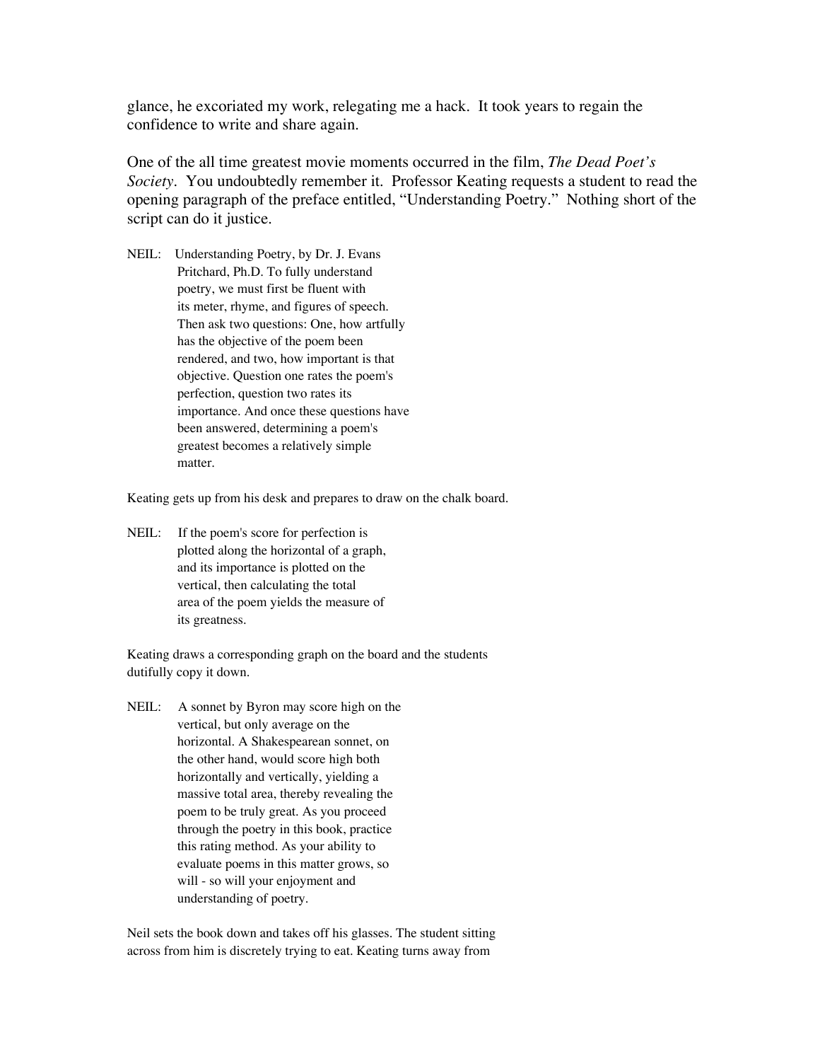glance, he excoriated my work, relegating me a hack. It took years to regain the confidence to write and share again.

One of the all time greatest movie moments occurred in the film, *The Dead Poet's Society*. You undoubtedly remember it. Professor Keating requests a student to read the opening paragraph of the preface entitled, "Understanding Poetry." Nothing short of the script can do it justice.

NEIL: Understanding Poetry, by Dr. J. Evans Pritchard, Ph.D. To fully understand poetry, we must first be fluent with its meter, rhyme, and figures of speech. Then ask two questions: One, how artfully has the objective of the poem been rendered, and two, how important is that objective. Question one rates the poem's perfection, question two rates its importance. And once these questions have been answered, determining a poem's greatest becomes a relatively simple matter.

Keating gets up from his desk and prepares to draw on the chalk board.

NEIL: If the poem's score for perfection is plotted along the horizontal of a graph, and its importance is plotted on the vertical, then calculating the total area of the poem yields the measure of its greatness.

Keating draws a corresponding graph on the board and the students dutifully copy it down.

NEIL: A sonnet by Byron may score high on the vertical, but only average on the horizontal. A Shakespearean sonnet, on the other hand, would score high both horizontally and vertically, yielding a massive total area, thereby revealing the poem to be truly great. As you proceed through the poetry in this book, practice this rating method. As your ability to evaluate poems in this matter grows, so will - so will your enjoyment and understanding of poetry.

Neil sets the book down and takes off his glasses. The student sitting across from him is discretely trying to eat. Keating turns away from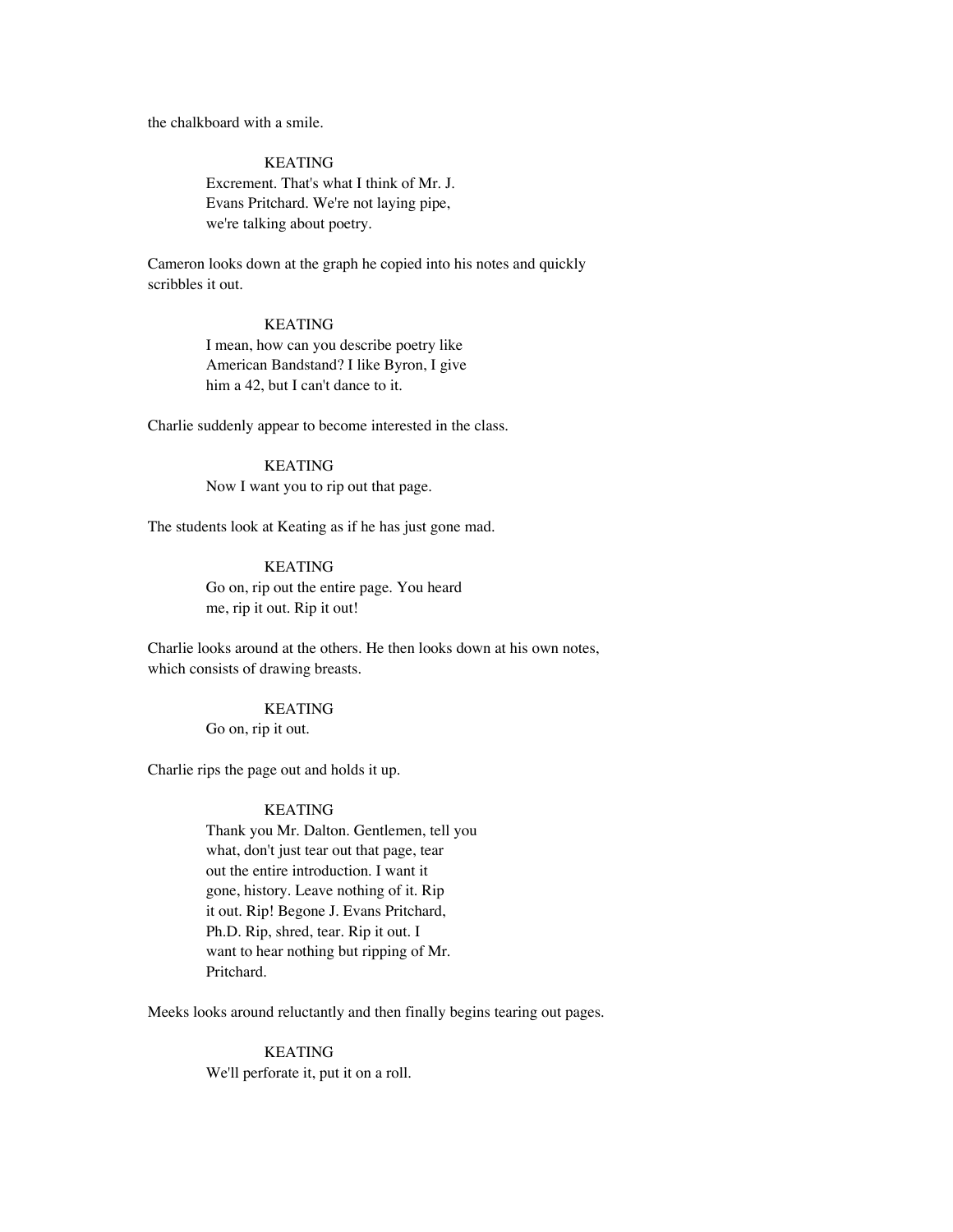the chalkboard with a smile.

KEATING
Excrement. That's what I think of Mr. J. Evans Pritchard. We're not laying pipe, we're talking about poetry.

Cameron looks down at the graph he copied into his notes and quickly scribbles it out.

KEATING
I mean, how can you describe poetry like American Bandstand? I like Byron, I give him a 42, but I can't dance to it.

Charlie suddenly appear to become interested in the class.

KEATING
Now I want you to rip out that page.

The students look at Keating as if he has just gone mad.

KEATING
Go on, rip out the entire page. You heard me, rip it out. Rip it out!

Charlie looks around at the others. He then looks down at his own notes, which consists of drawing breasts.

KEATING
Go on, rip it out.

Charlie rips the page out and holds it up.

KEATING
Thank you Mr. Dalton. Gentlemen, tell you what, don't just tear out that page, tear out the entire introduction. I want it gone, history. Leave nothing of it. Rip it out. Rip! Begone J. Evans Pritchard, Ph.D. Rip, shred, tear. Rip it out. I want to hear nothing but ripping of Mr. Pritchard.

Meeks looks around reluctantly and then finally begins tearing out pages.

KEATING
We'll perforate it, put it on a roll.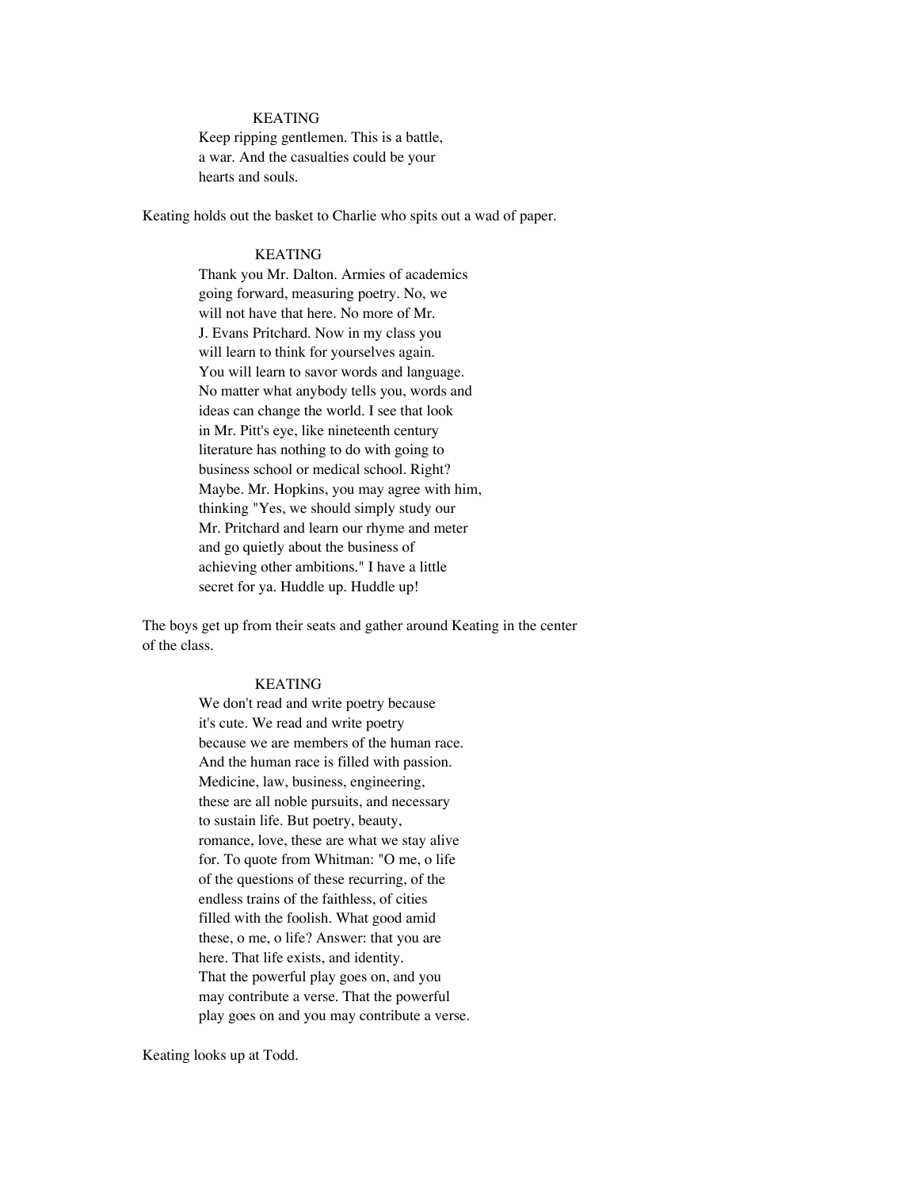KEATING

Keep ripping gentlemen. This is a battle, a war. And the casualties could be your hearts and souls.

Keating holds out the basket to Charlie who spits out a wad of paper.

KEATING

Thank you Mr. Dalton. Armies of academics going forward, measuring poetry. No, we will not have that here. No more of Mr. J. Evans Pritchard. Now in my class you will learn to think for yourselves again. You will learn to savor words and language. No matter what anybody tells you, words and ideas can change the world. I see that look in Mr. Pitt's eye, like nineteenth century literature has nothing to do with going to business school or medical school. Right? Maybe. Mr. Hopkins, you may agree with him, thinking "Yes, we should simply study our Mr. Pritchard and learn our rhyme and meter and go quietly about the business of achieving other ambitions." I have a little secret for ya. Huddle up. Huddle up!

The boys get up from their seats and gather around Keating in the center of the class.

KEATING

We don't read and write poetry because it's cute. We read and write poetry because we are members of the human race. And the human race is filled with passion. Medicine, law, business, engineering, these are all noble pursuits, and necessary to sustain life. But poetry, beauty, romance, love, these are what we stay alive for. To quote from Whitman: "O me, o life of the questions of these recurring, of the endless trains of the faithless, of cities filled with the foolish. What good amid these, o me, o life? Answer: that you are here. That life exists, and identity. That the powerful play goes on, and you may contribute a verse. That the powerful play goes on and you may contribute a verse.

Keating looks up at Todd.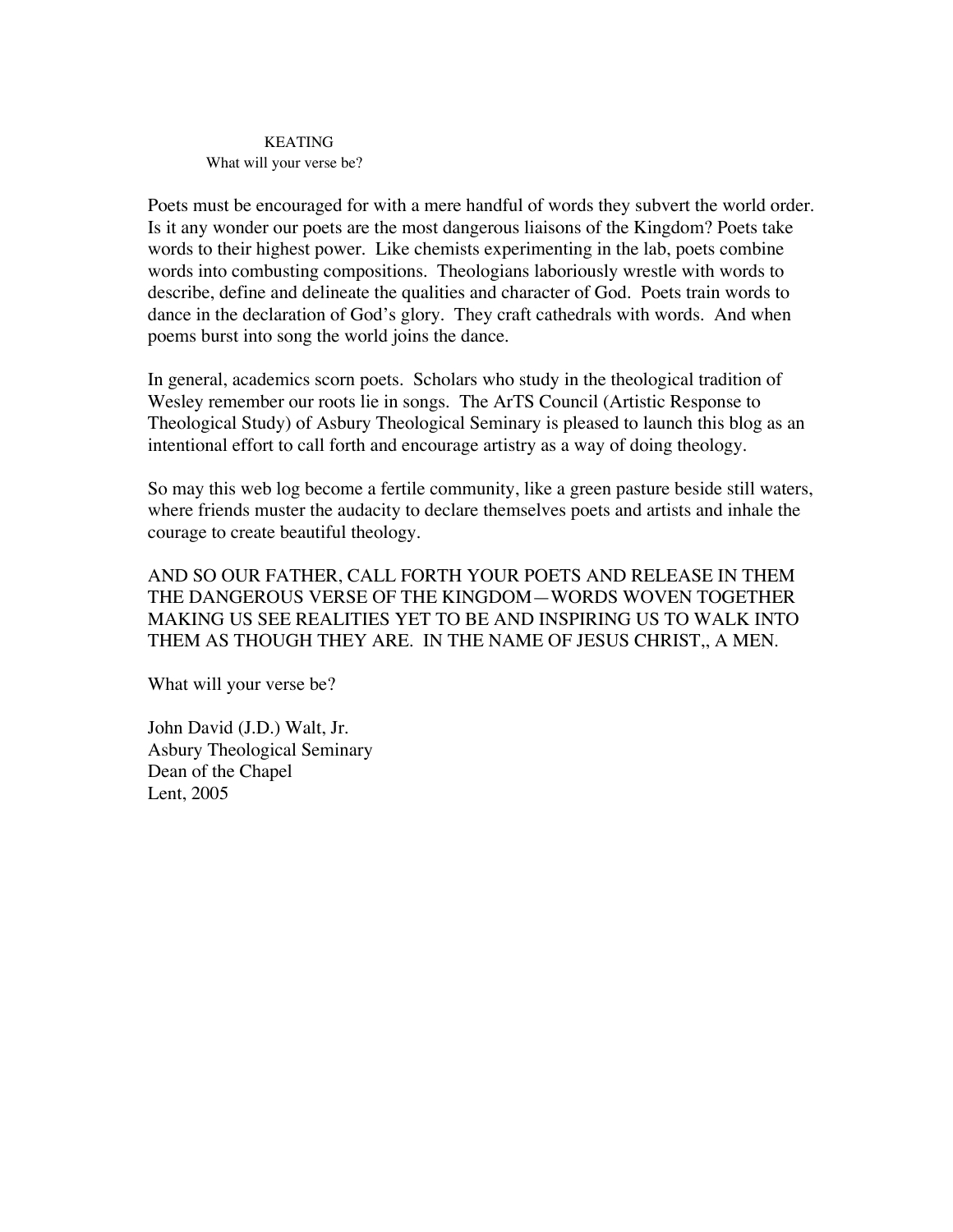KEATING
What will your verse be?

Poets must be encouraged for with a mere handful of words they subvert the world order. Is it any wonder our poets are the most dangerous liaisons of the Kingdom? Poets take words to their highest power. Like chemists experimenting in the lab, poets combine words into combusting compositions. Theologians laboriously wrestle with words to describe, define and delineate the qualities and character of God. Poets train words to dance in the declaration of God's glory. They craft cathedrals with words. And when poems burst into song the world joins the dance.

In general, academics scorn poets. Scholars who study in the theological tradition of Wesley remember our roots lie in songs. The ArTS Council (Artistic Response to Theological Study) of Asbury Theological Seminary is pleased to launch this blog as an intentional effort to call forth and encourage artistry as a way of doing theology.

So may this web log become a fertile community, like a green pasture beside still waters, where friends muster the audacity to declare themselves poets and artists and inhale the courage to create beautiful theology.

AND SO OUR FATHER, CALL FORTH YOUR POETS AND RELEASE IN THEM THE DANGEROUS VERSE OF THE KINGDOM—WORDS WOVEN TOGETHER MAKING US SEE REALITIES YET TO BE AND INSPIRING US TO WALK INTO THEM AS THOUGH THEY ARE. IN THE NAME OF JESUS CHRIST,, A MEN.

What will your verse be?

John David (J.D.) Walt, Jr.
Asbury Theological Seminary
Dean of the Chapel
Lent, 2005